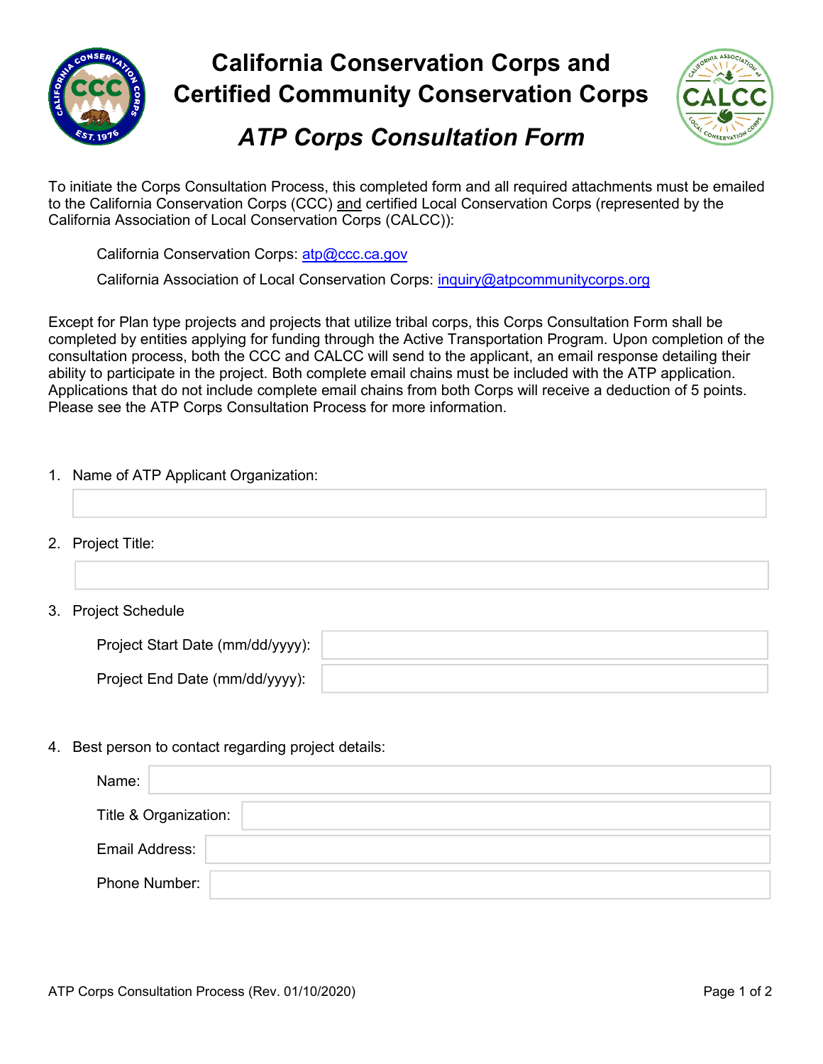# California Conservation Corps and Certified Community Conservation Corps

## *ATP Corps Consultation Form*

To initiate the Corps Consultation Process, this completed form and all required attachments must be emailed to the California Conservation Corps (CCC) and certified Local Conservation Corps (represented by the California Association of Local Conservation Corps (CALCC)):

California Conservation Corps: atp@ccc.ca.gov

California Association of Local Conservation Corps: inquiry@atpcommunitycorps.org

Except for Plan type projects and projects that utilize tribal corps, this Corps Consultation Form shall be completed by entities applying for funding through the Active Transportation Program. Upon completion of the consultation process, both the CCC and CALCC will send to the applicant, an email response detailing their ability to participate in the project. Both complete email chains must be included with the ATP application. Applications that do not include complete email chains from both Corps will receive a deduction of 5 points. Please see the ATP Corps Consultation Process for more information.

1. Name of ATP Applicant Organization:

2. Project Title:

3. Project Schedule

   Project Start Date (mm/dd/yyyy):

   Project End Date (mm/dd/yyyy):

4. Best person to contact regarding project details:

   Name:

   Title & Organization:

   Email Address:

   Phone Number:

ATP Corps Consultation Process (Rev. 01/10/2020)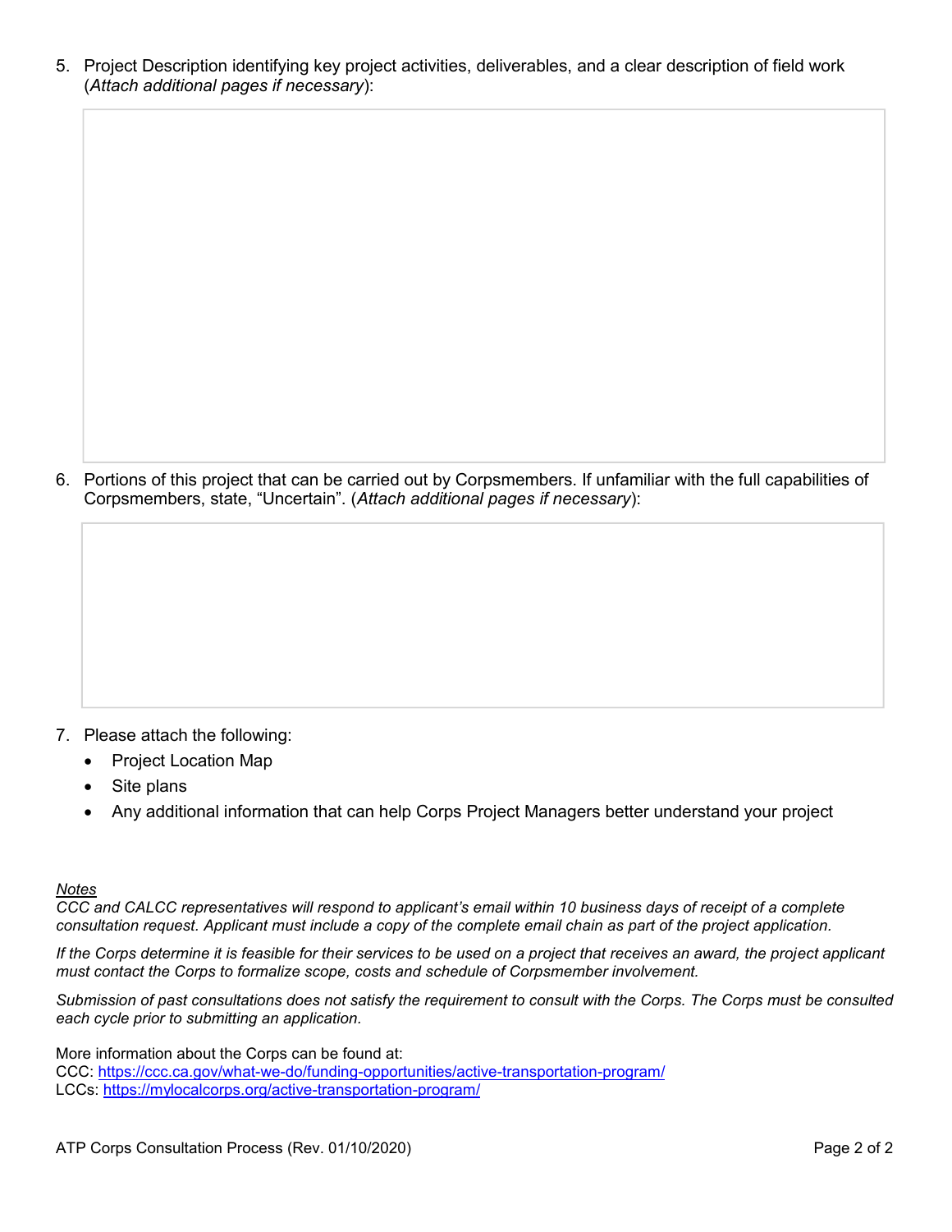5. Project Description identifying key project activities, deliverables, and a clear description of field work (*Attach additional pages if necessary*):

6. Portions of this project that can be carried out by Corpsmembers. If unfamiliar with the full capabilities of Corpsmembers, state, "Uncertain". (*Attach additional pages if necessary*):

7. Please attach the following:
   - Project Location Map
   - Site plans
   - Any additional information that can help Corps Project Managers better understand your project

*<u>Notes</u>*

*CCC and CALCC representatives will respond to applicant's email within 10 business days of receipt of a complete consultation request. Applicant must include a copy of the complete email chain as part of the project application.*

*If the Corps determine it is feasible for their services to be used on a project that receives an award, the project applicant must contact the Corps to formalize scope, costs and schedule of Corpsmember involvement.*

*Submission of past consultations does not satisfy the requirement to consult with the Corps. The Corps must be consulted each cycle prior to submitting an application.*

More information about the Corps can be found at:
CCC: https://ccc.ca.gov/what-we-do/funding-opportunities/active-transportation-program/
LCCs: https://mylocalcorps.org/active-transportation-program/

ATP Corps Consultation Process (Rev. 01/10/2020)